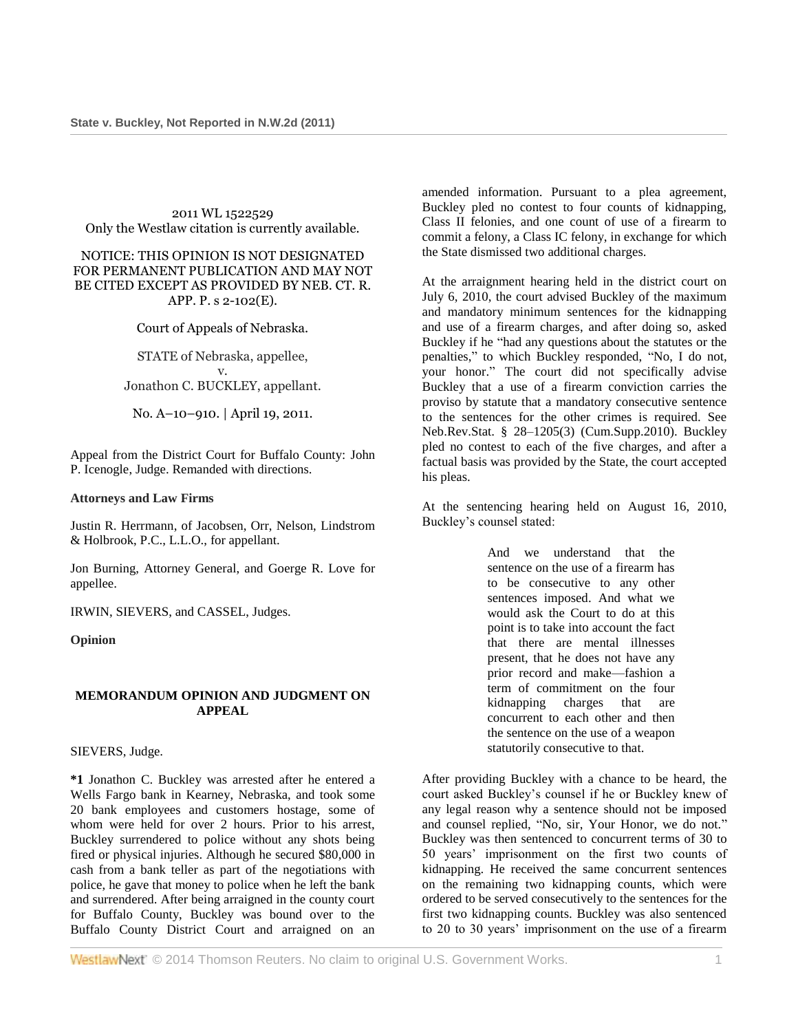2011 WL 1522529
Only the Westlaw citation is currently available.

NOTICE: THIS OPINION IS NOT DESIGNATED FOR PERMANENT PUBLICATION AND MAY NOT BE CITED EXCEPT AS PROVIDED BY NEB. CT. R. APP. P. s 2-102(E).

Court of Appeals of Nebraska.

STATE of Nebraska, appellee,
v.
Jonathon C. BUCKLEY, appellant.

No. A–10–910. | April 19, 2011.

Appeal from the District Court for Buffalo County: John P. Icenogle, Judge. Remanded with directions.

**Attorneys and Law Firms**

Justin R. Herrmann, of Jacobsen, Orr, Nelson, Lindstrom & Holbrook, P.C., L.L.O., for appellant.

Jon Burning, Attorney General, and Goerge R. Love for appellee.

IRWIN, SIEVERS, and CASSEL, Judges.

**Opinion**

**MEMORANDUM OPINION AND JUDGMENT ON APPEAL**

SIEVERS, Judge.

**\*1** Jonathon C. Buckley was arrested after he entered a Wells Fargo bank in Kearney, Nebraska, and took some 20 bank employees and customers hostage, some of whom were held for over 2 hours. Prior to his arrest, Buckley surrendered to police without any shots being fired or physical injuries. Although he secured $80,000 in cash from a bank teller as part of the negotiations with police, he gave that money to police when he left the bank and surrendered. After being arraigned in the county court for Buffalo County, Buckley was bound over to the Buffalo County District Court and arraigned on an amended information. Pursuant to a plea agreement, Buckley pled no contest to four counts of kidnapping, Class II felonies, and one count of use of a firearm to commit a felony, a Class IC felony, in exchange for which the State dismissed two additional charges.

At the arraignment hearing held in the district court on July 6, 2010, the court advised Buckley of the maximum and mandatory minimum sentences for the kidnapping and use of a firearm charges, and after doing so, asked Buckley if he "had any questions about the statutes or the penalties," to which Buckley responded, "No, I do not, your honor." The court did not specifically advise Buckley that a use of a firearm conviction carries the proviso by statute that a mandatory consecutive sentence to the sentences for the other crimes is required. See Neb.Rev.Stat. § 28–1205(3) (Cum.Supp.2010). Buckley pled no contest to each of the five charges, and after a factual basis was provided by the State, the court accepted his pleas.

At the sentencing hearing held on August 16, 2010, Buckley's counsel stated:

> And we understand that the sentence on the use of a firearm has to be consecutive to any other sentences imposed. And what we would ask the Court to do at this point is to take into account the fact that there are mental illnesses present, that he does not have any prior record and make—fashion a term of commitment on the four kidnapping charges that are concurrent to each other and then the sentence on the use of a weapon statutorily consecutive to that.

After providing Buckley with a chance to be heard, the court asked Buckley's counsel if he or Buckley knew of any legal reason why a sentence should not be imposed and counsel replied, "No, sir, Your Honor, we do not." Buckley was then sentenced to concurrent terms of 30 to 50 years' imprisonment on the first two counts of kidnapping. He received the same concurrent sentences on the remaining two kidnapping counts, which were ordered to be served consecutively to the sentences for the first two kidnapping counts. Buckley was also sentenced to 20 to 30 years' imprisonment on the use of a firearm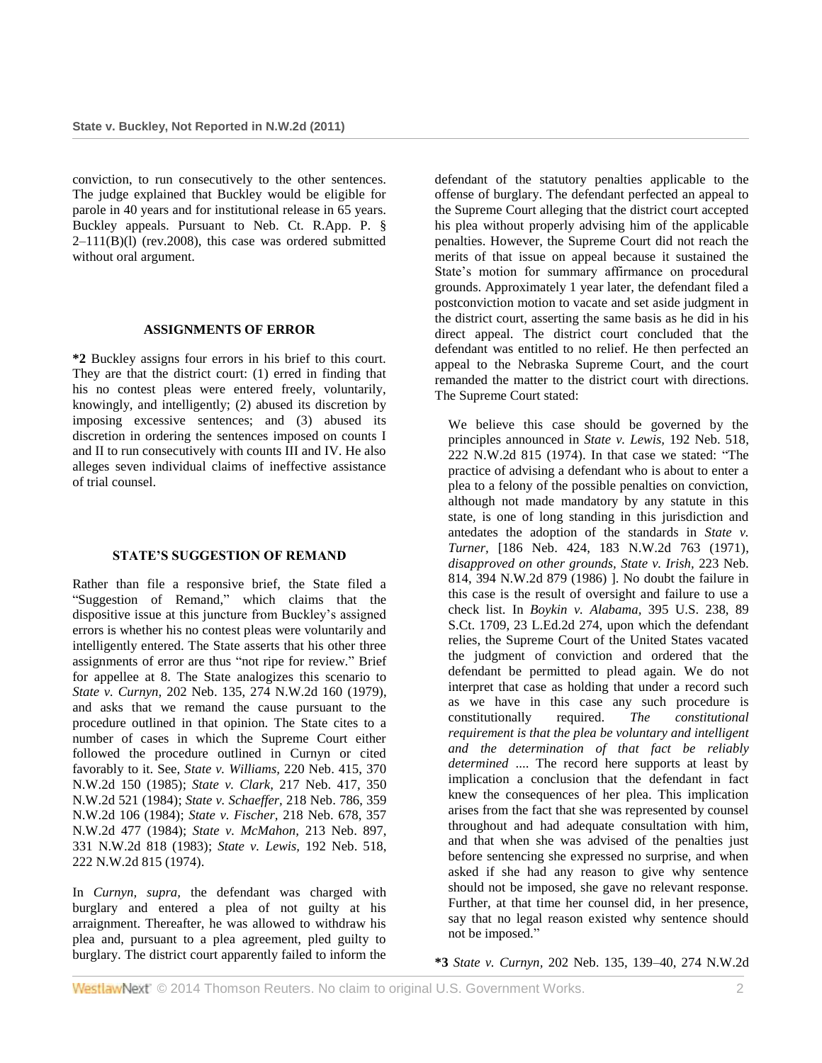conviction, to run consecutively to the other sentences. The judge explained that Buckley would be eligible for parole in 40 years and for institutional release in 65 years. Buckley appeals. Pursuant to Neb. Ct. R.App. P. § 2–111(B)(l) (rev.2008), this case was ordered submitted without oral argument.

### ASSIGNMENTS OF ERROR

**\*2** Buckley assigns four errors in his brief to this court. They are that the district court: (1) erred in finding that his no contest pleas were entered freely, voluntarily, knowingly, and intelligently; (2) abused its discretion by imposing excessive sentences; and (3) abused its discretion in ordering the sentences imposed on counts I and II to run consecutively with counts III and IV. He also alleges seven individual claims of ineffective assistance of trial counsel.

### STATE'S SUGGESTION OF REMAND

Rather than file a responsive brief, the State filed a "Suggestion of Remand," which claims that the dispositive issue at this juncture from Buckley's assigned errors is whether his no contest pleas were voluntarily and intelligently entered. The State asserts that his other three assignments of error are thus "not ripe for review." Brief for appellee at 8. The State analogizes this scenario to *State v. Curnyn,* 202 Neb. 135, 274 N.W.2d 160 (1979), and asks that we remand the cause pursuant to the procedure outlined in that opinion. The State cites to a number of cases in which the Supreme Court either followed the procedure outlined in Curnyn or cited favorably to it. See, *State v. Williams,* 220 Neb. 415, 370 N.W.2d 150 (1985); *State v. Clark,* 217 Neb. 417, 350 N.W.2d 521 (1984); *State v. Schaeffer,* 218 Neb. 786, 359 N.W.2d 106 (1984); *State v. Fischer,* 218 Neb. 678, 357 N.W.2d 477 (1984); *State v. McMahon,* 213 Neb. 897, 331 N.W.2d 818 (1983); *State v. Lewis,* 192 Neb. 518, 222 N.W.2d 815 (1974).

In *Curnyn, supra,* the defendant was charged with burglary and entered a plea of not guilty at his arraignment. Thereafter, he was allowed to withdraw his plea and, pursuant to a plea agreement, pled guilty to burglary. The district court apparently failed to inform the defendant of the statutory penalties applicable to the offense of burglary. The defendant perfected an appeal to the Supreme Court alleging that the district court accepted his plea without properly advising him of the applicable penalties. However, the Supreme Court did not reach the merits of that issue on appeal because it sustained the State's motion for summary affirmance on procedural grounds. Approximately 1 year later, the defendant filed a postconviction motion to vacate and set aside judgment in the district court, asserting the same basis as he did in his direct appeal. The district court concluded that the defendant was entitled to no relief. He then perfected an appeal to the Nebraska Supreme Court, and the court remanded the matter to the district court with directions. The Supreme Court stated:

> We believe this case should be governed by the principles announced in *State v. Lewis,* 192 Neb. 518, 222 N.W.2d 815 (1974). In that case we stated: "The practice of advising a defendant who is about to enter a plea to a felony of the possible penalties on conviction, although not made mandatory by any statute in this state, is one of long standing in this jurisdiction and antedates the adoption of the standards in *State v. Turner,* [186 Neb. 424, 183 N.W.2d 763 (1971), *disapproved on other grounds, State v. Irish,* 223 Neb. 814, 394 N.W.2d 879 (1986) ]. No doubt the failure in this case is the result of oversight and failure to use a check list. In *Boykin v. Alabama,* 395 U.S. 238, 89 S.Ct. 1709, 23 L.Ed.2d 274, upon which the defendant relies, the Supreme Court of the United States vacated the judgment of conviction and ordered that the defendant be permitted to plead again. We do not interpret that case as holding that under a record such as we have in this case any such procedure is constitutionally required. *The constitutional requirement is that the plea be voluntary and intelligent and the determination of that fact be reliably determined* .... The record here supports at least by implication a conclusion that the defendant in fact knew the consequences of her plea. This implication arises from the fact that she was represented by counsel throughout and had adequate consultation with him, and that when she was advised of the penalties just before sentencing she expressed no surprise, and when asked if she had any reason to give why sentence should not be imposed, she gave no relevant response. Further, at that time her counsel did, in her presence, say that no legal reason existed why sentence should not be imposed."

**\*3** *State v. Curnyn,* 202 Neb. 135, 139–40, 274 N.W.2d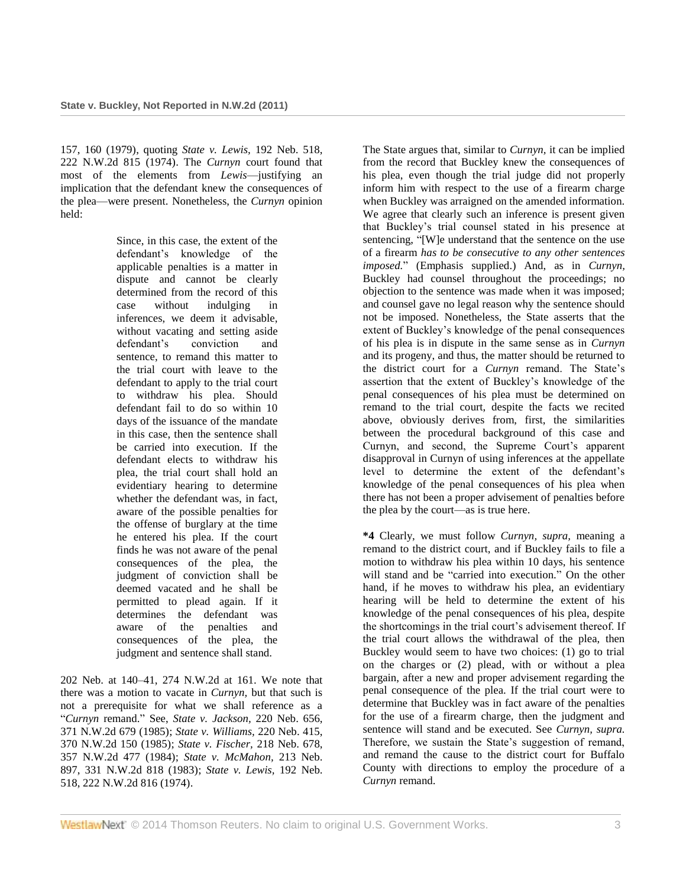157, 160 (1979), quoting *State v. Lewis,* 192 Neb. 518, 222 N.W.2d 815 (1974). The *Curnyn* court found that most of the elements from *Lewis*—justifying an implication that the defendant knew the consequences of the plea—were present. Nonetheless, the *Curnyn* opinion held:

> Since, in this case, the extent of the defendant's knowledge of the applicable penalties is a matter in dispute and cannot be clearly determined from the record of this case without indulging in inferences, we deem it advisable, without vacating and setting aside defendant's conviction and sentence, to remand this matter to the trial court with leave to the defendant to apply to the trial court to withdraw his plea. Should defendant fail to do so within 10 days of the issuance of the mandate in this case, then the sentence shall be carried into execution. If the defendant elects to withdraw his plea, the trial court shall hold an evidentiary hearing to determine whether the defendant was, in fact, aware of the possible penalties for the offense of burglary at the time he entered his plea. If the court finds he was not aware of the penal consequences of the plea, the judgment of conviction shall be deemed vacated and he shall be permitted to plead again. If it determines the defendant was aware of the penalties and consequences of the plea, the judgment and sentence shall stand.

202 Neb. at 140–41, 274 N.W.2d at 161. We note that there was a motion to vacate in *Curnyn,* but that such is not a prerequisite for what we shall reference as a "*Curnyn* remand." See, *State v. Jackson,* 220 Neb. 656, 371 N.W.2d 679 (1985); *State v. Williams,* 220 Neb. 415, 370 N.W.2d 150 (1985); *State v. Fischer,* 218 Neb. 678, 357 N.W.2d 477 (1984); *State v. McMahon,* 213 Neb. 897, 331 N.W.2d 818 (1983); *State v. Lewis,* 192 Neb. 518, 222 N.W.2d 816 (1974).

The State argues that, similar to *Curnyn*, it can be implied from the record that Buckley knew the consequences of his plea, even though the trial judge did not properly inform him with respect to the use of a firearm charge when Buckley was arraigned on the amended information. We agree that clearly such an inference is present given that Buckley's trial counsel stated in his presence at sentencing, "[W]e understand that the sentence on the use of a firearm *has to be consecutive to any other sentences imposed*." (Emphasis supplied.) And, as in *Curnyn,* Buckley had counsel throughout the proceedings; no objection to the sentence was made when it was imposed; and counsel gave no legal reason why the sentence should not be imposed. Nonetheless, the State asserts that the extent of Buckley's knowledge of the penal consequences of his plea is in dispute in the same sense as in *Curnyn* and its progeny, and thus, the matter should be returned to the district court for a *Curnyn* remand. The State's assertion that the extent of Buckley's knowledge of the penal consequences of his plea must be determined on remand to the trial court, despite the facts we recited above, obviously derives from, first, the similarities between the procedural background of this case and Curnyn, and second, the Supreme Court's apparent disapproval in Curnyn of using inferences at the appellate level to determine the extent of the defendant's knowledge of the penal consequences of his plea when there has not been a proper advisement of penalties before the plea by the court—as is true here.

**\*4** Clearly, we must follow *Curnyn, supra,* meaning a remand to the district court, and if Buckley fails to file a motion to withdraw his plea within 10 days, his sentence will stand and be "carried into execution." On the other hand, if he moves to withdraw his plea, an evidentiary hearing will be held to determine the extent of his knowledge of the penal consequences of his plea, despite the shortcomings in the trial court's advisement thereof. If the trial court allows the withdrawal of the plea, then Buckley would seem to have two choices: (1) go to trial on the charges or (2) plead, with or without a plea bargain, after a new and proper advisement regarding the penal consequence of the plea. If the trial court were to determine that Buckley was in fact aware of the penalties for the use of a firearm charge, then the judgment and sentence will stand and be executed. See *Curnyn, supra.* Therefore, we sustain the State's suggestion of remand, and remand the cause to the district court for Buffalo County with directions to employ the procedure of a *Curnyn* remand.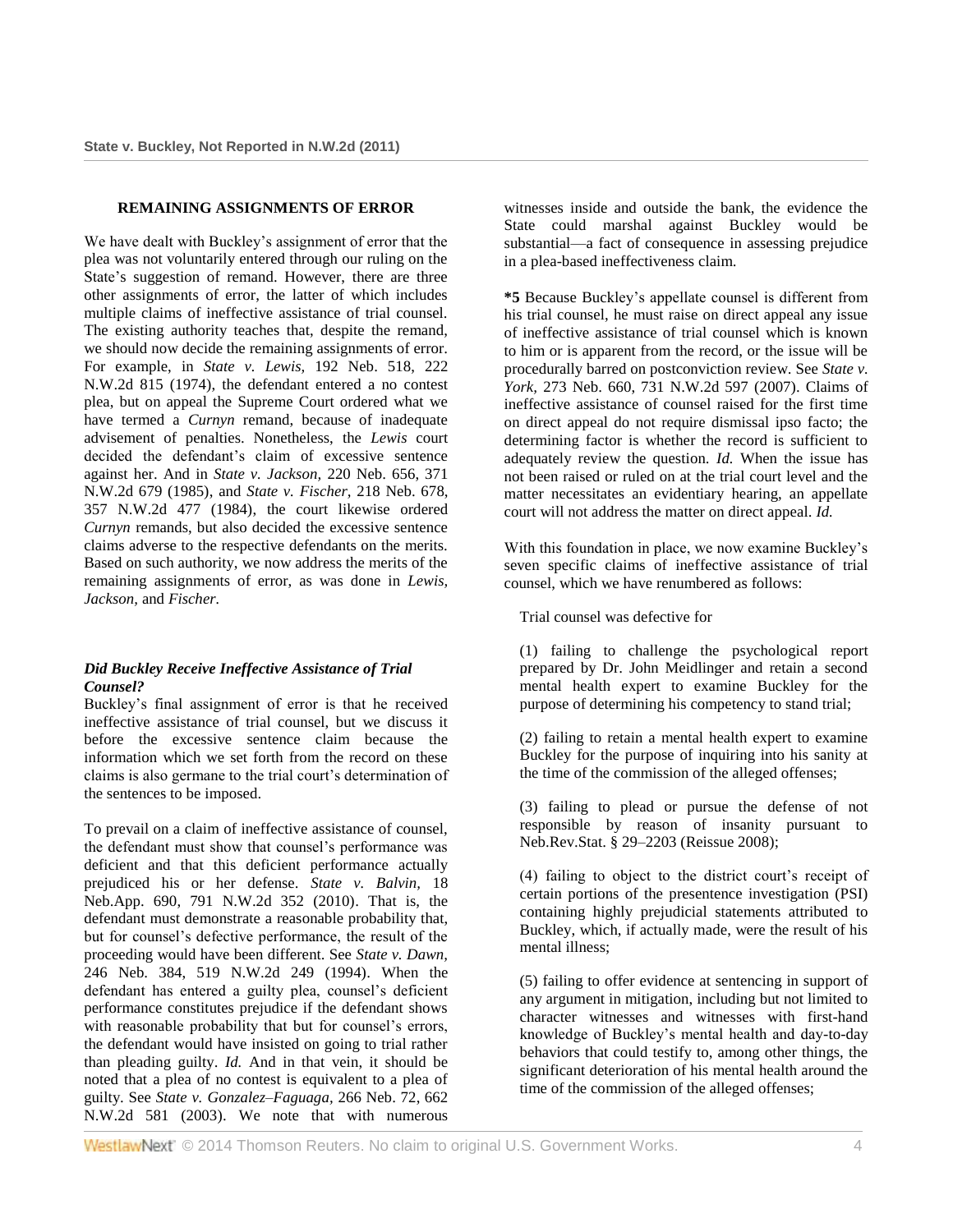**REMAINING ASSIGNMENTS OF ERROR**

We have dealt with Buckley's assignment of error that the plea was not voluntarily entered through our ruling on the State's suggestion of remand. However, there are three other assignments of error, the latter of which includes multiple claims of ineffective assistance of trial counsel. The existing authority teaches that, despite the remand, we should now decide the remaining assignments of error. For example, in *State v. Lewis,* 192 Neb. 518, 222 N.W.2d 815 (1974), the defendant entered a no contest plea, but on appeal the Supreme Court ordered what we have termed a *Curnyn* remand, because of inadequate advisement of penalties. Nonetheless, the *Lewis* court decided the defendant's claim of excessive sentence against her. And in *State v. Jackson,* 220 Neb. 656, 371 N.W.2d 679 (1985), and *State v. Fischer,* 218 Neb. 678, 357 N.W.2d 477 (1984), the court likewise ordered *Curnyn* remands, but also decided the excessive sentence claims adverse to the respective defendants on the merits. Based on such authority, we now address the merits of the remaining assignments of error, as was done in *Lewis, Jackson,* and *Fischer.*

***Did Buckley Receive Ineffective Assistance of Trial Counsel?***

Buckley's final assignment of error is that he received ineffective assistance of trial counsel, but we discuss it before the excessive sentence claim because the information which we set forth from the record on these claims is also germane to the trial court's determination of the sentences to be imposed.

To prevail on a claim of ineffective assistance of counsel, the defendant must show that counsel's performance was deficient and that this deficient performance actually prejudiced his or her defense. *State v. Balvin,* 18 Neb.App. 690, 791 N.W.2d 352 (2010). That is, the defendant must demonstrate a reasonable probability that, but for counsel's defective performance, the result of the proceeding would have been different. See *State v. Dawn,* 246 Neb. 384, 519 N.W.2d 249 (1994). When the defendant has entered a guilty plea, counsel's deficient performance constitutes prejudice if the defendant shows with reasonable probability that but for counsel's errors, the defendant would have insisted on going to trial rather than pleading guilty. *Id.* And in that vein, it should be noted that a plea of no contest is equivalent to a plea of guilty. See *State v. Gonzalez–Faguaga,* 266 Neb. 72, 662 N.W.2d 581 (2003). We note that with numerous witnesses inside and outside the bank, the evidence the State could marshal against Buckley would be substantial—a fact of consequence in assessing prejudice in a plea-based ineffectiveness claim.

**\*5** Because Buckley's appellate counsel is different from his trial counsel, he must raise on direct appeal any issue of ineffective assistance of trial counsel which is known to him or is apparent from the record, or the issue will be procedurally barred on postconviction review. See *State v. York,* 273 Neb. 660, 731 N.W.2d 597 (2007). Claims of ineffective assistance of counsel raised for the first time on direct appeal do not require dismissal ipso facto; the determining factor is whether the record is sufficient to adequately review the question. *Id.* When the issue has not been raised or ruled on at the trial court level and the matter necessitates an evidentiary hearing, an appellate court will not address the matter on direct appeal. *Id.*

With this foundation in place, we now examine Buckley's seven specific claims of ineffective assistance of trial counsel, which we have renumbered as follows:

Trial counsel was defective for

(1) failing to challenge the psychological report prepared by Dr. John Meidlinger and retain a second mental health expert to examine Buckley for the purpose of determining his competency to stand trial;

(2) failing to retain a mental health expert to examine Buckley for the purpose of inquiring into his sanity at the time of the commission of the alleged offenses;

(3) failing to plead or pursue the defense of not responsible by reason of insanity pursuant to Neb.Rev.Stat. § 29–2203 (Reissue 2008);

(4) failing to object to the district court's receipt of certain portions of the presentence investigation (PSI) containing highly prejudicial statements attributed to Buckley, which, if actually made, were the result of his mental illness;

(5) failing to offer evidence at sentencing in support of any argument in mitigation, including but not limited to character witnesses and witnesses with first-hand knowledge of Buckley's mental health and day-to-day behaviors that could testify to, among other things, the significant deterioration of his mental health around the time of the commission of the alleged offenses;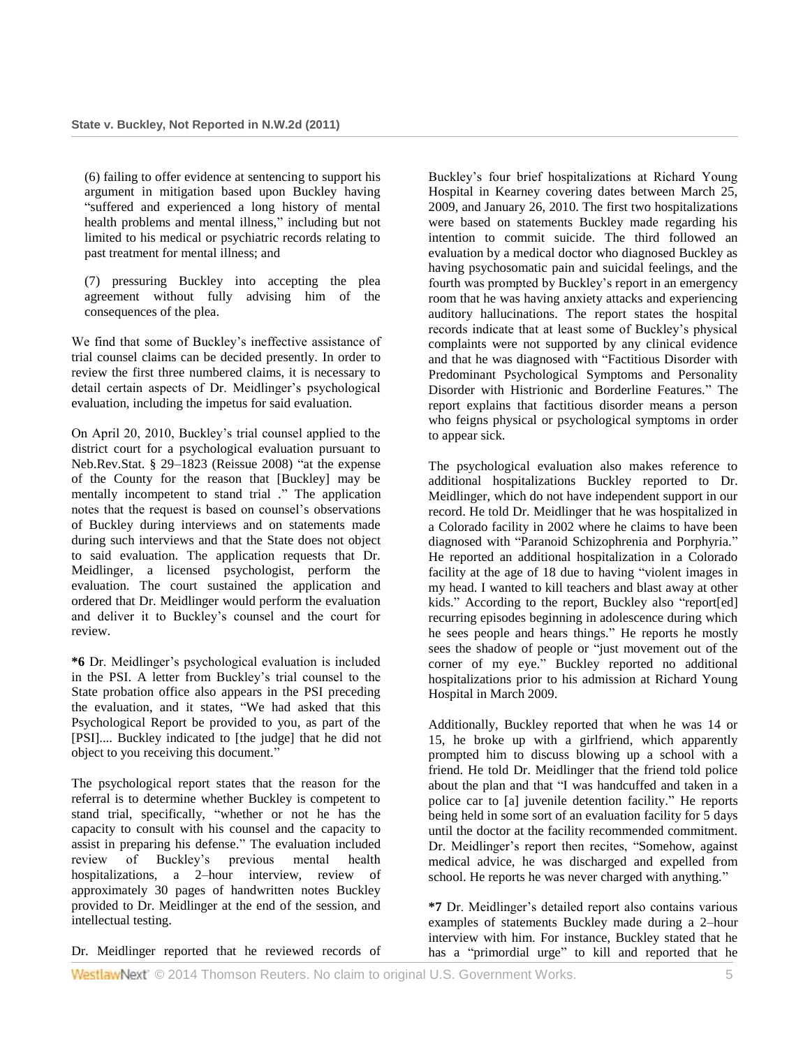(6) failing to offer evidence at sentencing to support his argument in mitigation based upon Buckley having "suffered and experienced a long history of mental health problems and mental illness," including but not limited to his medical or psychiatric records relating to past treatment for mental illness; and

(7) pressuring Buckley into accepting the plea agreement without fully advising him of the consequences of the plea.

We find that some of Buckley's ineffective assistance of trial counsel claims can be decided presently. In order to review the first three numbered claims, it is necessary to detail certain aspects of Dr. Meidlinger's psychological evaluation, including the impetus for said evaluation.

On April 20, 2010, Buckley's trial counsel applied to the district court for a psychological evaluation pursuant to Neb.Rev.Stat. § 29–1823 (Reissue 2008) "at the expense of the County for the reason that [Buckley] may be mentally incompetent to stand trial ." The application notes that the request is based on counsel's observations of Buckley during interviews and on statements made during such interviews and that the State does not object to said evaluation. The application requests that Dr. Meidlinger, a licensed psychologist, perform the evaluation. The court sustained the application and ordered that Dr. Meidlinger would perform the evaluation and deliver it to Buckley's counsel and the court for review.

**\*6** Dr. Meidlinger's psychological evaluation is included in the PSI. A letter from Buckley's trial counsel to the State probation office also appears in the PSI preceding the evaluation, and it states, "We had asked that this Psychological Report be provided to you, as part of the [PSI].... Buckley indicated to [the judge] that he did not object to you receiving this document."

The psychological report states that the reason for the referral is to determine whether Buckley is competent to stand trial, specifically, "whether or not he has the capacity to consult with his counsel and the capacity to assist in preparing his defense." The evaluation included review of Buckley's previous mental health hospitalizations, a 2–hour interview, review of approximately 30 pages of handwritten notes Buckley provided to Dr. Meidlinger at the end of the session, and intellectual testing.

Dr. Meidlinger reported that he reviewed records of Buckley's four brief hospitalizations at Richard Young Hospital in Kearney covering dates between March 25, 2009, and January 26, 2010. The first two hospitalizations were based on statements Buckley made regarding his intention to commit suicide. The third followed an evaluation by a medical doctor who diagnosed Buckley as having psychosomatic pain and suicidal feelings, and the fourth was prompted by Buckley's report in an emergency room that he was having anxiety attacks and experiencing auditory hallucinations. The report states the hospital records indicate that at least some of Buckley's physical complaints were not supported by any clinical evidence and that he was diagnosed with "Factitious Disorder with Predominant Psychological Symptoms and Personality Disorder with Histrionic and Borderline Features." The report explains that factitious disorder means a person who feigns physical or psychological symptoms in order to appear sick.

The psychological evaluation also makes reference to additional hospitalizations Buckley reported to Dr. Meidlinger, which do not have independent support in our record. He told Dr. Meidlinger that he was hospitalized in a Colorado facility in 2002 where he claims to have been diagnosed with "Paranoid Schizophrenia and Porphyria." He reported an additional hospitalization in a Colorado facility at the age of 18 due to having "violent images in my head. I wanted to kill teachers and blast away at other kids." According to the report, Buckley also "report[ed] recurring episodes beginning in adolescence during which he sees people and hears things." He reports he mostly sees the shadow of people or "just movement out of the corner of my eye." Buckley reported no additional hospitalizations prior to his admission at Richard Young Hospital in March 2009.

Additionally, Buckley reported that when he was 14 or 15, he broke up with a girlfriend, which apparently prompted him to discuss blowing up a school with a friend. He told Dr. Meidlinger that the friend told police about the plan and that "I was handcuffed and taken in a police car to [a] juvenile detention facility." He reports being held in some sort of an evaluation facility for 5 days until the doctor at the facility recommended commitment. Dr. Meidlinger's report then recites, "Somehow, against medical advice, he was discharged and expelled from school. He reports he was never charged with anything."

**\*7** Dr. Meidlinger's detailed report also contains various examples of statements Buckley made during a 2–hour interview with him. For instance, Buckley stated that he has a "primordial urge" to kill and reported that he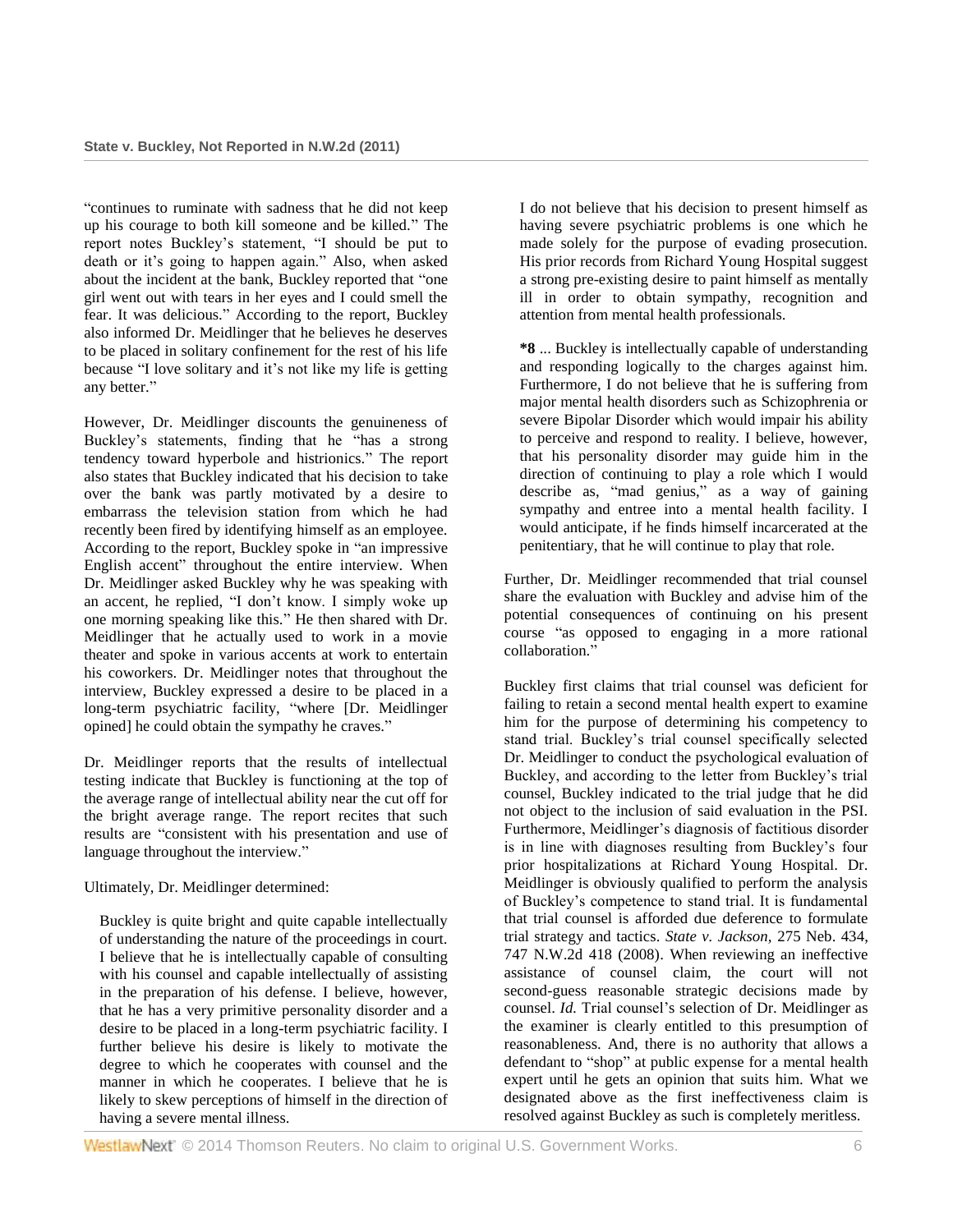"continues to ruminate with sadness that he did not keep up his courage to both kill someone and be killed." The report notes Buckley's statement, "I should be put to death or it's going to happen again." Also, when asked about the incident at the bank, Buckley reported that "one girl went out with tears in her eyes and I could smell the fear. It was delicious." According to the report, Buckley also informed Dr. Meidlinger that he believes he deserves to be placed in solitary confinement for the rest of his life because "I love solitary and it's not like my life is getting any better."

However, Dr. Meidlinger discounts the genuineness of Buckley's statements, finding that he "has a strong tendency toward hyperbole and histrionics." The report also states that Buckley indicated that his decision to take over the bank was partly motivated by a desire to embarrass the television station from which he had recently been fired by identifying himself as an employee. According to the report, Buckley spoke in "an impressive English accent" throughout the entire interview. When Dr. Meidlinger asked Buckley why he was speaking with an accent, he replied, "I don't know. I simply woke up one morning speaking like this." He then shared with Dr. Meidlinger that he actually used to work in a movie theater and spoke in various accents at work to entertain his coworkers. Dr. Meidlinger notes that throughout the interview, Buckley expressed a desire to be placed in a long-term psychiatric facility, "where [Dr. Meidlinger opined] he could obtain the sympathy he craves."

Dr. Meidlinger reports that the results of intellectual testing indicate that Buckley is functioning at the top of the average range of intellectual ability near the cut off for the bright average range. The report recites that such results are "consistent with his presentation and use of language throughout the interview."

Ultimately, Dr. Meidlinger determined:

> Buckley is quite bright and quite capable intellectually of understanding the nature of the proceedings in court. I believe that he is intellectually capable of consulting with his counsel and capable intellectually of assisting in the preparation of his defense. I believe, however, that he has a very primitive personality disorder and a desire to be placed in a long-term psychiatric facility. I further believe his desire is likely to motivate the degree to which he cooperates with counsel and the manner in which he cooperates. I believe that he is likely to skew perceptions of himself in the direction of having a severe mental illness.
>
> I do not believe that his decision to present himself as having severe psychiatric problems is one which he made solely for the purpose of evading prosecution. His prior records from Richard Young Hospital suggest a strong pre-existing desire to paint himself as mentally ill in order to obtain sympathy, recognition and attention from mental health professionals.
>
> **\*8** ... Buckley is intellectually capable of understanding and responding logically to the charges against him. Furthermore, I do not believe that he is suffering from major mental health disorders such as Schizophrenia or severe Bipolar Disorder which would impair his ability to perceive and respond to reality. I believe, however, that his personality disorder may guide him in the direction of continuing to play a role which I would describe as, "mad genius," as a way of gaining sympathy and entree into a mental health facility. I would anticipate, if he finds himself incarcerated at the penitentiary, that he will continue to play that role.

Further, Dr. Meidlinger recommended that trial counsel share the evaluation with Buckley and advise him of the potential consequences of continuing on his present course "as opposed to engaging in a more rational collaboration."

Buckley first claims that trial counsel was deficient for failing to retain a second mental health expert to examine him for the purpose of determining his competency to stand trial. Buckley's trial counsel specifically selected Dr. Meidlinger to conduct the psychological evaluation of Buckley, and according to the letter from Buckley's trial counsel, Buckley indicated to the trial judge that he did not object to the inclusion of said evaluation in the PSI. Furthermore, Meidlinger's diagnosis of factitious disorder is in line with diagnoses resulting from Buckley's four prior hospitalizations at Richard Young Hospital. Dr. Meidlinger is obviously qualified to perform the analysis of Buckley's competence to stand trial. It is fundamental that trial counsel is afforded due deference to formulate trial strategy and tactics. *State v. Jackson*, 275 Neb. 434, 747 N.W.2d 418 (2008). When reviewing an ineffective assistance of counsel claim, the court will not second-guess reasonable strategic decisions made by counsel. *Id.* Trial counsel's selection of Dr. Meidlinger as the examiner is clearly entitled to this presumption of reasonableness. And, there is no authority that allows a defendant to "shop" at public expense for a mental health expert until he gets an opinion that suits him. What we designated above as the first ineffectiveness claim is resolved against Buckley as such is completely meritless.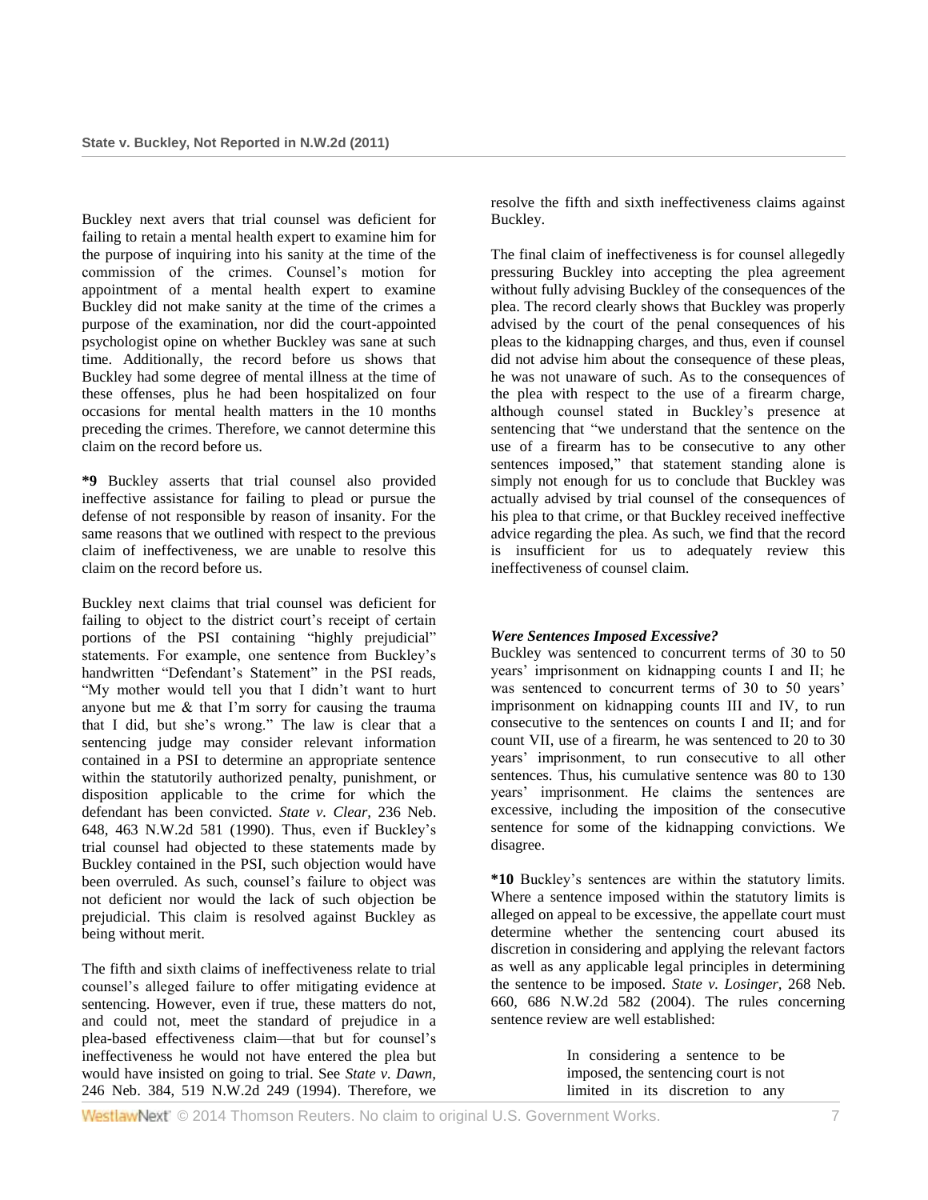Buckley next avers that trial counsel was deficient for failing to retain a mental health expert to examine him for the purpose of inquiring into his sanity at the time of the commission of the crimes. Counsel's motion for appointment of a mental health expert to examine Buckley did not make sanity at the time of the crimes a purpose of the examination, nor did the court-appointed psychologist opine on whether Buckley was sane at such time. Additionally, the record before us shows that Buckley had some degree of mental illness at the time of these offenses, plus he had been hospitalized on four occasions for mental health matters in the 10 months preceding the crimes. Therefore, we cannot determine this claim on the record before us.

**\*9** Buckley asserts that trial counsel also provided ineffective assistance for failing to plead or pursue the defense of not responsible by reason of insanity. For the same reasons that we outlined with respect to the previous claim of ineffectiveness, we are unable to resolve this claim on the record before us.

Buckley next claims that trial counsel was deficient for failing to object to the district court's receipt of certain portions of the PSI containing "highly prejudicial" statements. For example, one sentence from Buckley's handwritten "Defendant's Statement" in the PSI reads, "My mother would tell you that I didn't want to hurt anyone but me & that I'm sorry for causing the trauma that I did, but she's wrong." The law is clear that a sentencing judge may consider relevant information contained in a PSI to determine an appropriate sentence within the statutorily authorized penalty, punishment, or disposition applicable to the crime for which the defendant has been convicted. *State v. Clear,* 236 Neb. 648, 463 N.W.2d 581 (1990). Thus, even if Buckley's trial counsel had objected to these statements made by Buckley contained in the PSI, such objection would have been overruled. As such, counsel's failure to object was not deficient nor would the lack of such objection be prejudicial. This claim is resolved against Buckley as being without merit.

The fifth and sixth claims of ineffectiveness relate to trial counsel's alleged failure to offer mitigating evidence at sentencing. However, even if true, these matters do not, and could not, meet the standard of prejudice in a plea-based effectiveness claim—that but for counsel's ineffectiveness he would not have entered the plea but would have insisted on going to trial. See *State v. Dawn,* 246 Neb. 384, 519 N.W.2d 249 (1994). Therefore, we resolve the fifth and sixth ineffectiveness claims against Buckley.

The final claim of ineffectiveness is for counsel allegedly pressuring Buckley into accepting the plea agreement without fully advising Buckley of the consequences of the plea. The record clearly shows that Buckley was properly advised by the court of the penal consequences of his pleas to the kidnapping charges, and thus, even if counsel did not advise him about the consequence of these pleas, he was not unaware of such. As to the consequences of the plea with respect to the use of a firearm charge, although counsel stated in Buckley's presence at sentencing that "we understand that the sentence on the use of a firearm has to be consecutive to any other sentences imposed," that statement standing alone is simply not enough for us to conclude that Buckley was actually advised by trial counsel of the consequences of his plea to that crime, or that Buckley received ineffective advice regarding the plea. As such, we find that the record is insufficient for us to adequately review this ineffectiveness of counsel claim.

#### *Were Sentences Imposed Excessive?*

Buckley was sentenced to concurrent terms of 30 to 50 years' imprisonment on kidnapping counts I and II; he was sentenced to concurrent terms of 30 to 50 years' imprisonment on kidnapping counts III and IV, to run consecutive to the sentences on counts I and II; and for count VII, use of a firearm, he was sentenced to 20 to 30 years' imprisonment, to run consecutive to all other sentences. Thus, his cumulative sentence was 80 to 130 years' imprisonment. He claims the sentences are excessive, including the imposition of the consecutive sentence for some of the kidnapping convictions. We disagree.

**\*10** Buckley's sentences are within the statutory limits. Where a sentence imposed within the statutory limits is alleged on appeal to be excessive, the appellate court must determine whether the sentencing court abused its discretion in considering and applying the relevant factors as well as any applicable legal principles in determining the sentence to be imposed. *State v. Losinger,* 268 Neb. 660, 686 N.W.2d 582 (2004). The rules concerning sentence review are well established:

> In considering a sentence to be imposed, the sentencing court is not limited in its discretion to any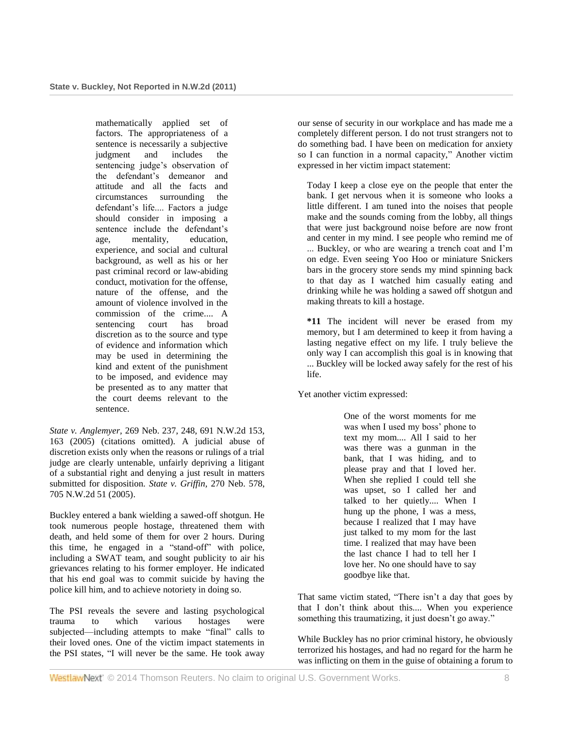> mathematically applied set of factors. The appropriateness of a sentence is necessarily a subjective judgment and includes the sentencing judge's observation of the defendant's demeanor and attitude and all the facts and circumstances surrounding the defendant's life.... Factors a judge should consider in imposing a sentence include the defendant's age, mentality, education, experience, and social and cultural background, as well as his or her past criminal record or law-abiding conduct, motivation for the offense, nature of the offense, and the amount of violence involved in the commission of the crime.... A sentencing court has broad discretion as to the source and type of evidence and information which may be used in determining the kind and extent of the punishment to be imposed, and evidence may be presented as to any matter that the court deems relevant to the sentence.

*State v. Anglemyer,* 269 Neb. 237, 248, 691 N.W.2d 153, 163 (2005) (citations omitted). A judicial abuse of discretion exists only when the reasons or rulings of a trial judge are clearly untenable, unfairly depriving a litigant of a substantial right and denying a just result in matters submitted for disposition. *State v. Griffin,* 270 Neb. 578, 705 N.W.2d 51 (2005).

Buckley entered a bank wielding a sawed-off shotgun. He took numerous people hostage, threatened them with death, and held some of them for over 2 hours. During this time, he engaged in a "stand-off" with police, including a SWAT team, and sought publicity to air his grievances relating to his former employer. He indicated that his end goal was to commit suicide by having the police kill him, and to achieve notoriety in doing so.

The PSI reveals the severe and lasting psychological trauma to which various hostages were subjected—including attempts to make "final" calls to their loved ones. One of the victim impact statements in the PSI states, "I will never be the same. He took away our sense of security in our workplace and has made me a completely different person. I do not trust strangers not to do something bad. I have been on medication for anxiety so I can function in a normal capacity," Another victim expressed in her victim impact statement:

> Today I keep a close eye on the people that enter the bank. I get nervous when it is someone who looks a little different. I am tuned into the noises that people make and the sounds coming from the lobby, all things that were just background noise before are now front and center in my mind. I see people who remind me of ... Buckley, or who are wearing a trench coat and I'm on edge. Even seeing Yoo Hoo or miniature Snickers bars in the grocery store sends my mind spinning back to that day as I watched him casually eating and drinking while he was holding a sawed off shotgun and making threats to kill a hostage.
>
> **\*11** The incident will never be erased from my memory, but I am determined to keep it from having a lasting negative effect on my life. I truly believe the only way I can accomplish this goal is in knowing that ... Buckley will be locked away safely for the rest of his life.

Yet another victim expressed:

> One of the worst moments for me was when I used my boss' phone to text my mom.... All I said to her was there was a gunman in the bank, that I was hiding, and to please pray and that I loved her. When she replied I could tell she was upset, so I called her and talked to her quietly.... When I hung up the phone, I was a mess, because I realized that I may have just talked to my mom for the last time. I realized that may have been the last chance I had to tell her I love her. No one should have to say goodbye like that.

That same victim stated, "There isn't a day that goes by that I don't think about this.... When you experience something this traumatizing, it just doesn't go away."

While Buckley has no prior criminal history, he obviously terrorized his hostages, and had no regard for the harm he was inflicting on them in the guise of obtaining a forum to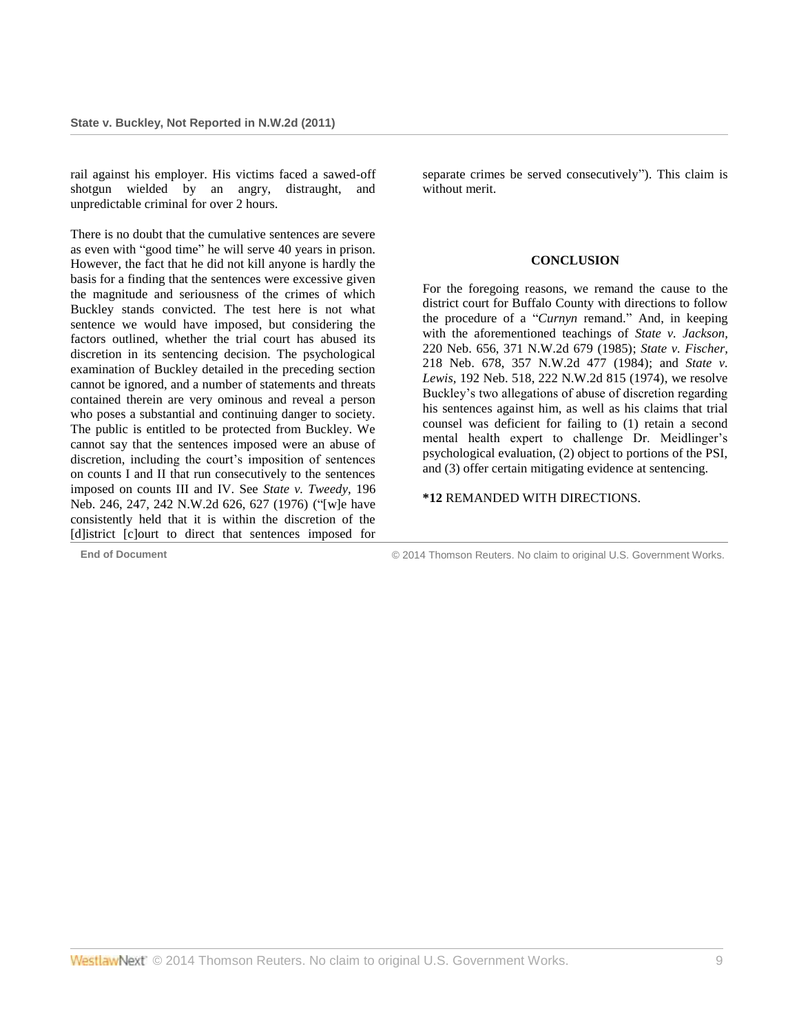rail against his employer. His victims faced a sawed-off shotgun wielded by an angry, distraught, and unpredictable criminal for over 2 hours.

There is no doubt that the cumulative sentences are severe as even with "good time" he will serve 40 years in prison. However, the fact that he did not kill anyone is hardly the basis for a finding that the sentences were excessive given the magnitude and seriousness of the crimes of which Buckley stands convicted. The test here is not what sentence we would have imposed, but considering the factors outlined, whether the trial court has abused its discretion in its sentencing decision. The psychological examination of Buckley detailed in the preceding section cannot be ignored, and a number of statements and threats contained therein are very ominous and reveal a person who poses a substantial and continuing danger to society. The public is entitled to be protected from Buckley. We cannot say that the sentences imposed were an abuse of discretion, including the court's imposition of sentences on counts I and II that run consecutively to the sentences imposed on counts III and IV. See *State v. Tweedy,* 196 Neb. 246, 247, 242 N.W.2d 626, 627 (1976) ("[w]e have consistently held that it is within the discretion of the [d]istrict [c]ourt to direct that sentences imposed for separate crimes be served consecutively"). This claim is without merit.

## CONCLUSION

For the foregoing reasons, we remand the cause to the district court for Buffalo County with directions to follow the procedure of a "*Curnyn* remand." And, in keeping with the aforementioned teachings of *State v. Jackson,* 220 Neb. 656, 371 N.W.2d 679 (1985); *State v. Fischer,* 218 Neb. 678, 357 N.W.2d 477 (1984); and *State v. Lewis,* 192 Neb. 518, 222 N.W.2d 815 (1974), we resolve Buckley's two allegations of abuse of discretion regarding his sentences against him, as well as his claims that trial counsel was deficient for failing to (1) retain a second mental health expert to challenge Dr. Meidlinger's psychological evaluation, (2) object to portions of the PSI, and (3) offer certain mitigating evidence at sentencing.

**\*12** REMANDED WITH DIRECTIONS.

**End of Document**